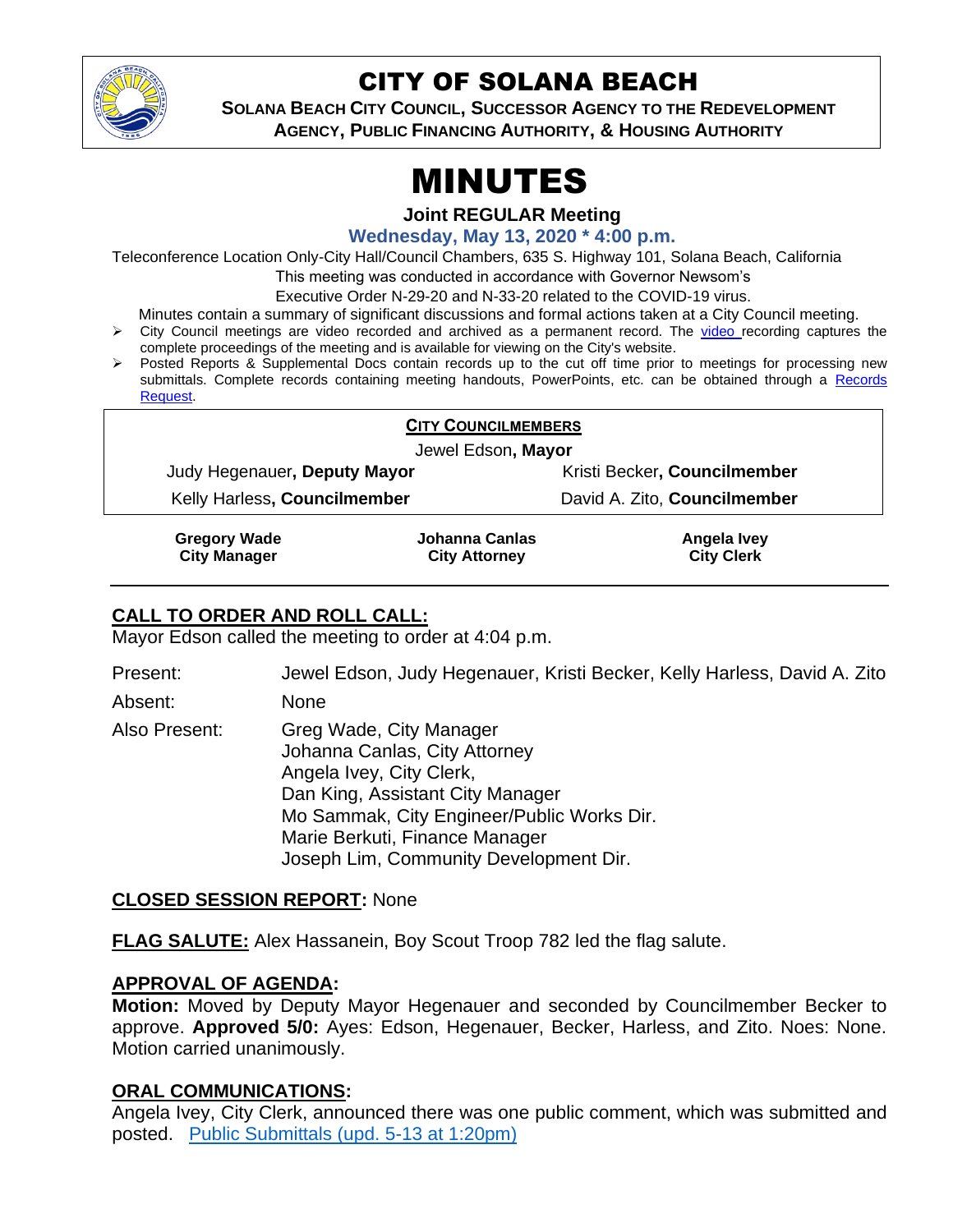# CITY OF SOLANA BEACH

**SOLANA BEACH CITY COUNCIL, SUCCESSOR AGENCY TO THE REDEVELOPMENT AGENCY, PUBLIC FINANCING AUTHORITY, & HOUSING AUTHORITY**

# MINUTES

**Joint REGULAR Meeting**

**Wednesday, May 13, 2020 * 4:00 p.m.**

Teleconference Location Only-City Hall/Council Chambers, 635 S. Highway 101, Solana Beach, California
This meeting was conducted in accordance with Governor Newsom's
Executive Order N-29-20 and N-33-20 related to the COVID-19 virus.

Minutes contain a summary of significant discussions and formal actions taken at a City Council meeting.

- City Council meetings are video recorded and archived as a permanent record. The video recording captures the complete proceedings of the meeting and is available for viewing on the City's website.
- Posted Reports & Supplemental Docs contain records up to the cut off time prior to meetings for processing new submittals. Complete records containing meeting handouts, PowerPoints, etc. can be obtained through a Records Request.

**CITY COUNCILMEMBERS**

Jewel Edson, **Mayor**

Judy Hegenauer, **Deputy Mayor**

Kristi Becker, **Councilmember**

Kelly Harless, **Councilmember**

David A. Zito, **Councilmember**

**Gregory Wade**
**City Manager**

**Johanna Canlas**
**City Attorney**

**Angela Ivey**
**City Clerk**

## CALL TO ORDER AND ROLL CALL:

Mayor Edson called the meeting to order at 4:04 p.m.

Present: Jewel Edson, Judy Hegenauer, Kristi Becker, Kelly Harless, David A. Zito

Absent: None

Also Present: Greg Wade, City Manager
Johanna Canlas, City Attorney
Angela Ivey, City Clerk,
Dan King, Assistant City Manager
Mo Sammak, City Engineer/Public Works Dir.
Marie Berkuti, Finance Manager
Joseph Lim, Community Development Dir.

**CLOSED SESSION REPORT:** None

**FLAG SALUTE:** Alex Hassanein, Boy Scout Troop 782 led the flag salute.

## APPROVAL OF AGENDA:

**Motion:** Moved by Deputy Mayor Hegenauer and seconded by Councilmember Becker to approve. **Approved 5/0:** Ayes: Edson, Hegenauer, Becker, Harless, and Zito. Noes: None. Motion carried unanimously.

## ORAL COMMUNICATIONS:

Angela Ivey, City Clerk, announced there was one public comment, which was submitted and posted. Public Submittals (upd. 5-13 at 1:20pm)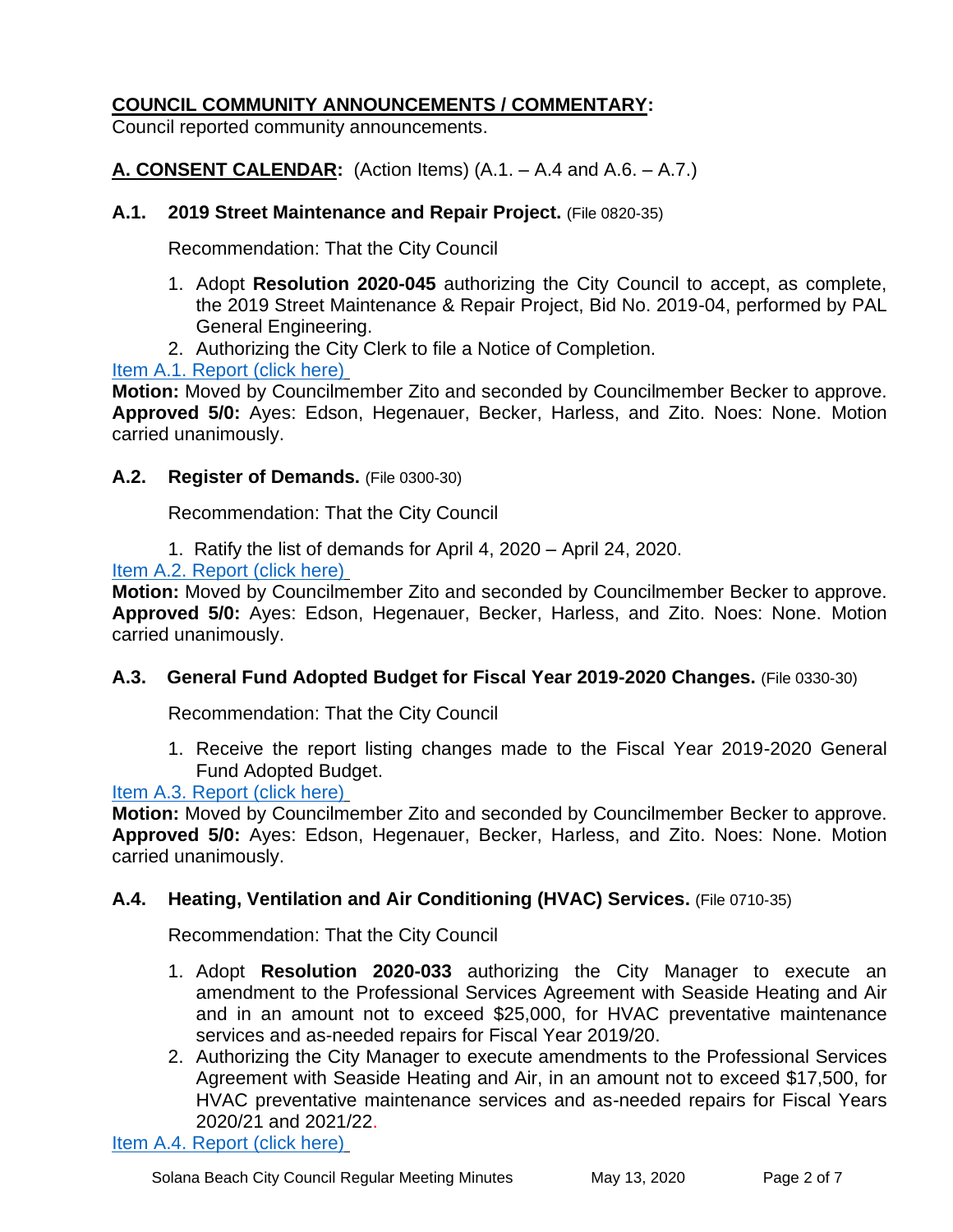## **COUNCIL COMMUNITY ANNOUNCEMENTS / COMMENTARY:**

Council reported community announcements.

## **A. CONSENT CALENDAR:** (Action Items) (A.1. – A.4 and A.6. – A.7.)

### **A.1. 2019 Street Maintenance and Repair Project.** (File 0820-35)

Recommendation: That the City Council

1. Adopt **Resolution 2020-045** authorizing the City Council to accept, as complete, the 2019 Street Maintenance & Repair Project, Bid No. 2019-04, performed by PAL General Engineering.
2. Authorizing the City Clerk to file a Notice of Completion.

Item A.1. Report (click here)

**Motion:** Moved by Councilmember Zito and seconded by Councilmember Becker to approve. **Approved 5/0:** Ayes: Edson, Hegenauer, Becker, Harless, and Zito. Noes: None. Motion carried unanimously.

### **A.2. Register of Demands.** (File 0300-30)

Recommendation: That the City Council

1. Ratify the list of demands for April 4, 2020 – April 24, 2020.

Item A.2. Report (click here)

**Motion:** Moved by Councilmember Zito and seconded by Councilmember Becker to approve. **Approved 5/0:** Ayes: Edson, Hegenauer, Becker, Harless, and Zito. Noes: None. Motion carried unanimously.

### **A.3. General Fund Adopted Budget for Fiscal Year 2019-2020 Changes.** (File 0330-30)

Recommendation: That the City Council

1. Receive the report listing changes made to the Fiscal Year 2019-2020 General Fund Adopted Budget.

Item A.3. Report (click here)

**Motion:** Moved by Councilmember Zito and seconded by Councilmember Becker to approve. **Approved 5/0:** Ayes: Edson, Hegenauer, Becker, Harless, and Zito. Noes: None. Motion carried unanimously.

### **A.4. Heating, Ventilation and Air Conditioning (HVAC) Services.** (File 0710-35)

Recommendation: That the City Council

1. Adopt **Resolution 2020-033** authorizing the City Manager to execute an amendment to the Professional Services Agreement with Seaside Heating and Air and in an amount not to exceed $25,000, for HVAC preventative maintenance services and as-needed repairs for Fiscal Year 2019/20.
2. Authorizing the City Manager to execute amendments to the Professional Services Agreement with Seaside Heating and Air, in an amount not to exceed $17,500, for HVAC preventative maintenance services and as-needed repairs for Fiscal Years 2020/21 and 2021/22.

Item A.4. Report (click here)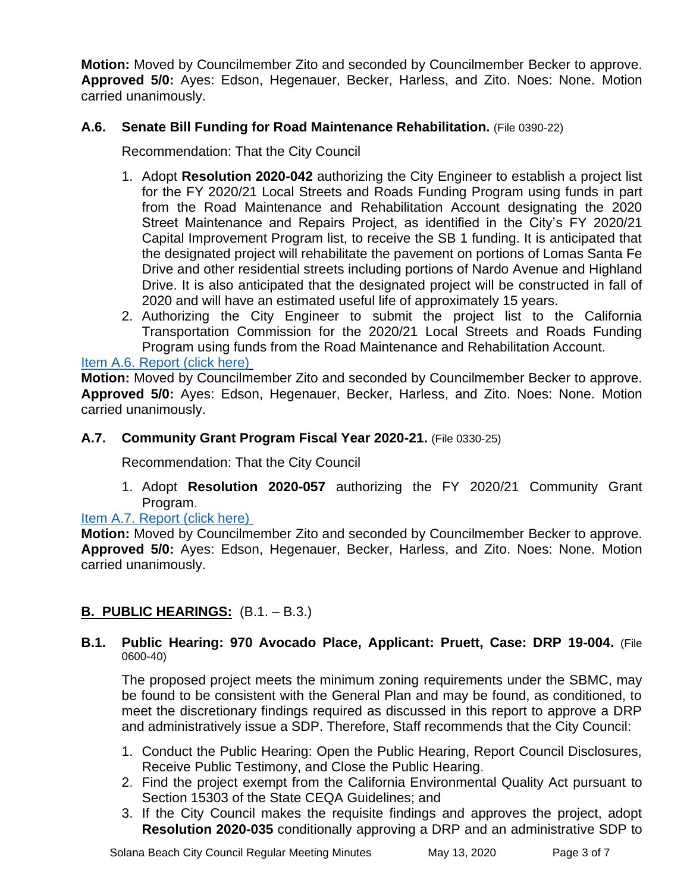**Motion:** Moved by Councilmember Zito and seconded by Councilmember Becker to approve. **Approved 5/0:** Ayes: Edson, Hegenauer, Becker, Harless, and Zito. Noes: None. Motion carried unanimously.

### A.6. Senate Bill Funding for Road Maintenance Rehabilitation. (File 0390-22)

Recommendation: That the City Council

1. Adopt **Resolution 2020-042** authorizing the City Engineer to establish a project list for the FY 2020/21 Local Streets and Roads Funding Program using funds in part from the Road Maintenance and Rehabilitation Account designating the 2020 Street Maintenance and Repairs Project, as identified in the City's FY 2020/21 Capital Improvement Program list, to receive the SB 1 funding. It is anticipated that the designated project will rehabilitate the pavement on portions of Lomas Santa Fe Drive and other residential streets including portions of Nardo Avenue and Highland Drive. It is also anticipated that the designated project will be constructed in fall of 2020 and will have an estimated useful life of approximately 15 years.
2. Authorizing the City Engineer to submit the project list to the California Transportation Commission for the 2020/21 Local Streets and Roads Funding Program using funds from the Road Maintenance and Rehabilitation Account.

Item A.6. Report (click here)

**Motion:** Moved by Councilmember Zito and seconded by Councilmember Becker to approve. **Approved 5/0:** Ayes: Edson, Hegenauer, Becker, Harless, and Zito. Noes: None. Motion carried unanimously.

### A.7. Community Grant Program Fiscal Year 2020-21. (File 0330-25)

Recommendation: That the City Council

1. Adopt **Resolution 2020-057** authorizing the FY 2020/21 Community Grant Program.

Item A.7. Report (click here)

**Motion:** Moved by Councilmember Zito and seconded by Councilmember Becker to approve. **Approved 5/0:** Ayes: Edson, Hegenauer, Becker, Harless, and Zito. Noes: None. Motion carried unanimously.

## B. PUBLIC HEARINGS: (B.1. – B.3.)

### B.1. Public Hearing: 970 Avocado Place, Applicant: Pruett, Case: DRP 19-004. (File 0600-40)

The proposed project meets the minimum zoning requirements under the SBMC, may be found to be consistent with the General Plan and may be found, as conditioned, to meet the discretionary findings required as discussed in this report to approve a DRP and administratively issue a SDP. Therefore, Staff recommends that the City Council:

1. Conduct the Public Hearing: Open the Public Hearing, Report Council Disclosures, Receive Public Testimony, and Close the Public Hearing.
2. Find the project exempt from the California Environmental Quality Act pursuant to Section 15303 of the State CEQA Guidelines; and
3. If the City Council makes the requisite findings and approves the project, adopt **Resolution 2020-035** conditionally approving a DRP and an administrative SDP to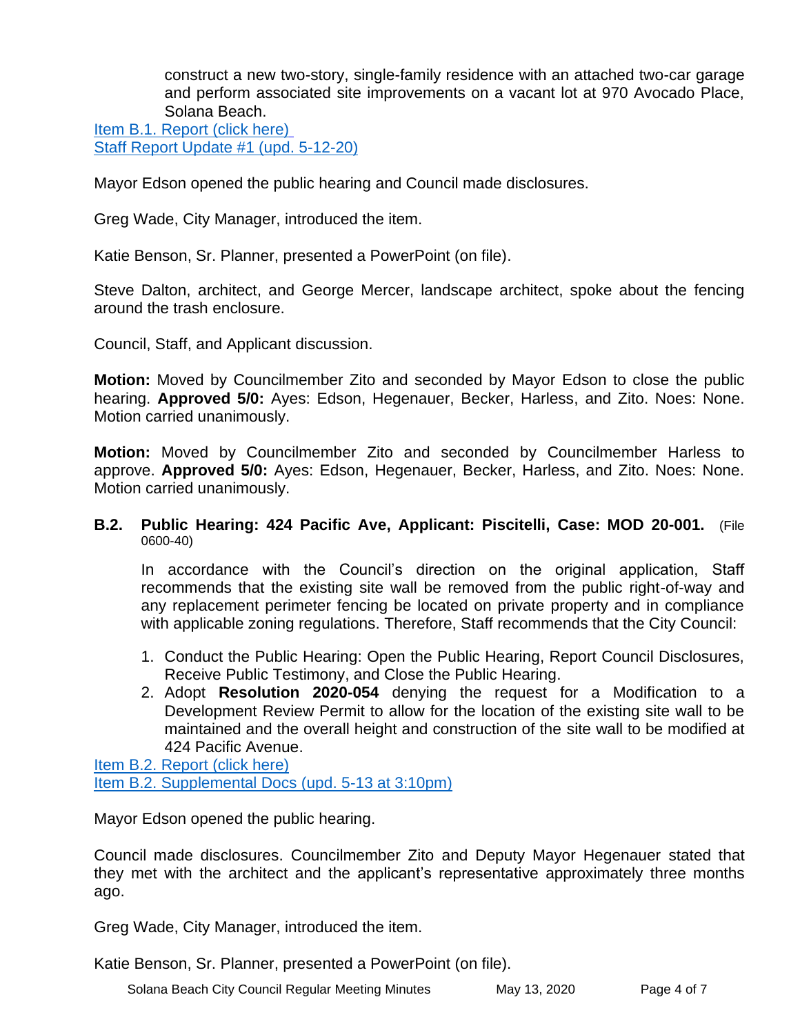construct a new two-story, single-family residence with an attached two-car garage and perform associated site improvements on a vacant lot at 970 Avocado Place, Solana Beach.

[Item B.1. Report (click here)](#)
[Staff Report Update #1 (upd. 5-12-20)](#)

Mayor Edson opened the public hearing and Council made disclosures.

Greg Wade, City Manager, introduced the item.

Katie Benson, Sr. Planner, presented a PowerPoint (on file).

Steve Dalton, architect, and George Mercer, landscape architect, spoke about the fencing around the trash enclosure.

Council, Staff, and Applicant discussion.

**Motion:** Moved by Councilmember Zito and seconded by Mayor Edson to close the public hearing. **Approved 5/0:** Ayes: Edson, Hegenauer, Becker, Harless, and Zito. Noes: None. Motion carried unanimously.

**Motion:** Moved by Councilmember Zito and seconded by Councilmember Harless to approve. **Approved 5/0:** Ayes: Edson, Hegenauer, Becker, Harless, and Zito. Noes: None. Motion carried unanimously.

**B.2. Public Hearing: 424 Pacific Ave, Applicant: Piscitelli, Case: MOD 20-001.** (File 0600-40)

In accordance with the Council's direction on the original application, Staff recommends that the existing site wall be removed from the public right-of-way and any replacement perimeter fencing be located on private property and in compliance with applicable zoning regulations. Therefore, Staff recommends that the City Council:

1. Conduct the Public Hearing: Open the Public Hearing, Report Council Disclosures, Receive Public Testimony, and Close the Public Hearing.
2. Adopt **Resolution 2020-054** denying the request for a Modification to a Development Review Permit to allow for the location of the existing site wall to be maintained and the overall height and construction of the site wall to be modified at 424 Pacific Avenue.

[Item B.2. Report (click here)](#)
[Item B.2. Supplemental Docs (upd. 5-13 at 3:10pm)](#)

Mayor Edson opened the public hearing.

Council made disclosures. Councilmember Zito and Deputy Mayor Hegenauer stated that they met with the architect and the applicant's representative approximately three months ago.

Greg Wade, City Manager, introduced the item.

Katie Benson, Sr. Planner, presented a PowerPoint (on file).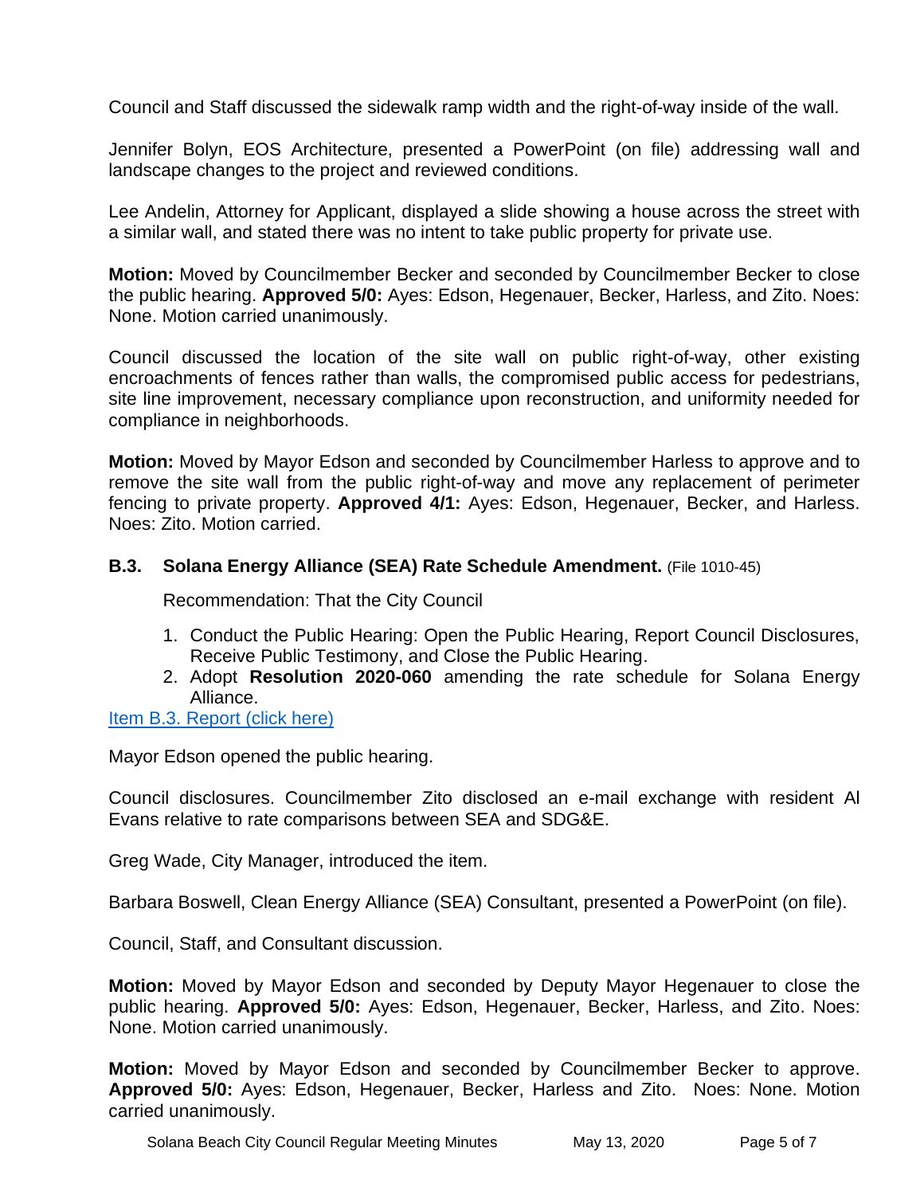Council and Staff discussed the sidewalk ramp width and the right-of-way inside of the wall.

Jennifer Bolyn, EOS Architecture, presented a PowerPoint (on file) addressing wall and landscape changes to the project and reviewed conditions.

Lee Andelin, Attorney for Applicant, displayed a slide showing a house across the street with a similar wall, and stated there was no intent to take public property for private use.

**Motion:** Moved by Councilmember Becker and seconded by Councilmember Becker to close the public hearing. **Approved 5/0:** Ayes: Edson, Hegenauer, Becker, Harless, and Zito. Noes: None. Motion carried unanimously.

Council discussed the location of the site wall on public right-of-way, other existing encroachments of fences rather than walls, the compromised public access for pedestrians, site line improvement, necessary compliance upon reconstruction, and uniformity needed for compliance in neighborhoods.

**Motion:** Moved by Mayor Edson and seconded by Councilmember Harless to approve and to remove the site wall from the public right-of-way and move any replacement of perimeter fencing to private property. **Approved 4/1:** Ayes: Edson, Hegenauer, Becker, and Harless. Noes: Zito. Motion carried.

### B.3. Solana Energy Alliance (SEA) Rate Schedule Amendment. (File 1010-45)

Recommendation: That the City Council

1. Conduct the Public Hearing: Open the Public Hearing, Report Council Disclosures, Receive Public Testimony, and Close the Public Hearing.
2. Adopt **Resolution 2020-060** amending the rate schedule for Solana Energy Alliance.

Item B.3. Report (click here)

Mayor Edson opened the public hearing.

Council disclosures. Councilmember Zito disclosed an e-mail exchange with resident Al Evans relative to rate comparisons between SEA and SDG&E.

Greg Wade, City Manager, introduced the item.

Barbara Boswell, Clean Energy Alliance (SEA) Consultant, presented a PowerPoint (on file).

Council, Staff, and Consultant discussion.

**Motion:** Moved by Mayor Edson and seconded by Deputy Mayor Hegenauer to close the public hearing. **Approved 5/0:** Ayes: Edson, Hegenauer, Becker, Harless, and Zito. Noes: None. Motion carried unanimously.

**Motion:** Moved by Mayor Edson and seconded by Councilmember Becker to approve. **Approved 5/0:** Ayes: Edson, Hegenauer, Becker, Harless and Zito. Noes: None. Motion carried unanimously.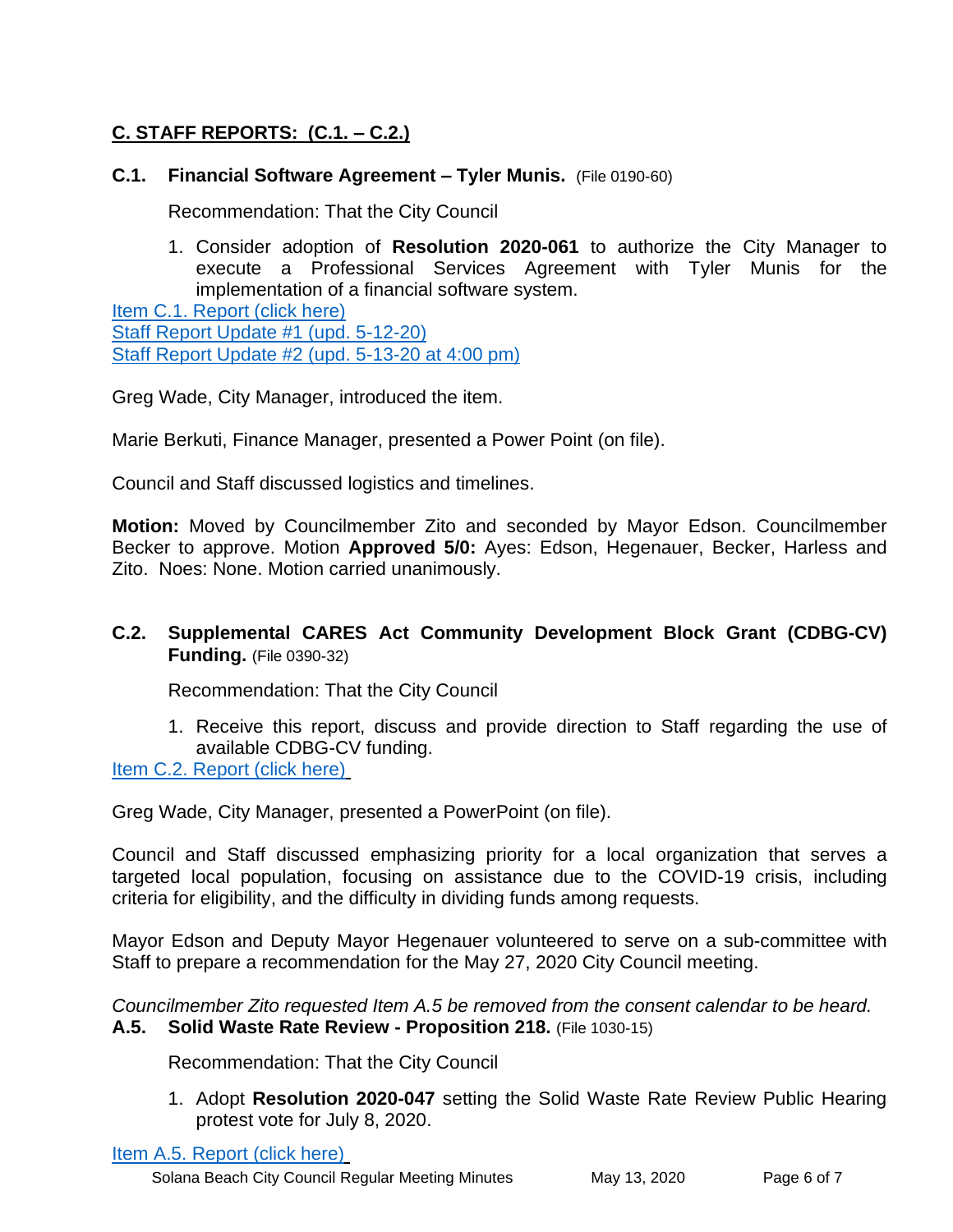## C. STAFF REPORTS: (C.1. – C.2.)

### C.1. Financial Software Agreement – Tyler Munis. (File 0190-60)

Recommendation: That the City Council

1. Consider adoption of **Resolution 2020-061** to authorize the City Manager to execute a Professional Services Agreement with Tyler Munis for the implementation of a financial software system.

Item C.1. Report (click here)
Staff Report Update #1 (upd. 5-12-20)
Staff Report Update #2 (upd. 5-13-20 at 4:00 pm)

Greg Wade, City Manager, introduced the item.

Marie Berkuti, Finance Manager, presented a Power Point (on file).

Council and Staff discussed logistics and timelines.

**Motion:** Moved by Councilmember Zito and seconded by Mayor Edson. Councilmember Becker to approve. Motion **Approved 5/0:** Ayes: Edson, Hegenauer, Becker, Harless and Zito. Noes: None. Motion carried unanimously.

### C.2. Supplemental CARES Act Community Development Block Grant (CDBG-CV) Funding. (File 0390-32)

Recommendation: That the City Council

1. Receive this report, discuss and provide direction to Staff regarding the use of available CDBG-CV funding.

Item C.2. Report (click here)

Greg Wade, City Manager, presented a PowerPoint (on file).

Council and Staff discussed emphasizing priority for a local organization that serves a targeted local population, focusing on assistance due to the COVID-19 crisis, including criteria for eligibility, and the difficulty in dividing funds among requests.

Mayor Edson and Deputy Mayor Hegenauer volunteered to serve on a sub-committee with Staff to prepare a recommendation for the May 27, 2020 City Council meeting.

*Councilmember Zito requested Item A.5 be removed from the consent calendar to be heard.*

### A.5. Solid Waste Rate Review - Proposition 218. (File 1030-15)

Recommendation: That the City Council

1. Adopt **Resolution 2020-047** setting the Solid Waste Rate Review Public Hearing protest vote for July 8, 2020.

Item A.5. Report (click here)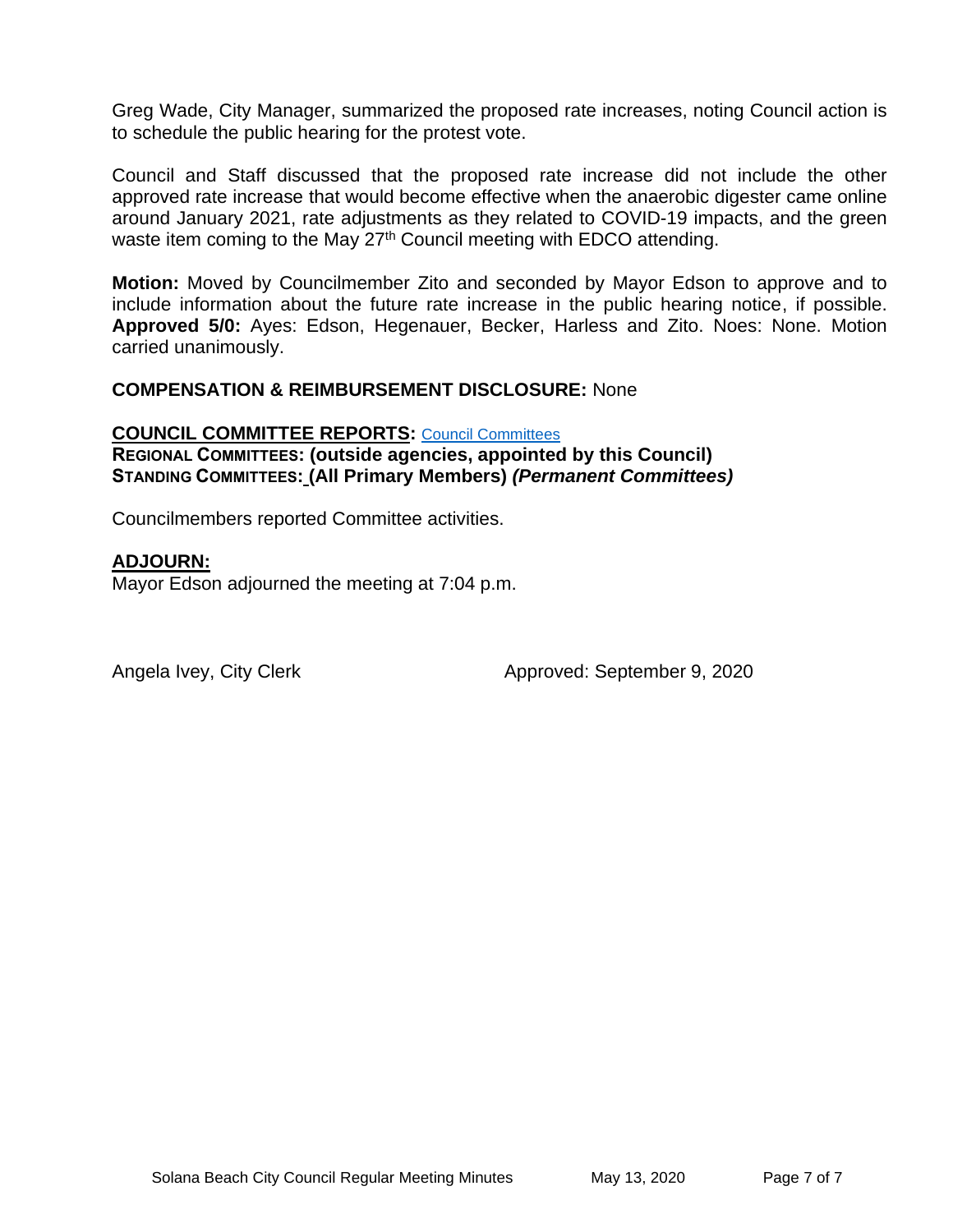Greg Wade, City Manager, summarized the proposed rate increases, noting Council action is to schedule the public hearing for the protest vote.

Council and Staff discussed that the proposed rate increase did not include the other approved rate increase that would become effective when the anaerobic digester came online around January 2021, rate adjustments as they related to COVID-19 impacts, and the green waste item coming to the May 27th Council meeting with EDCO attending.

**Motion:** Moved by Councilmember Zito and seconded by Mayor Edson to approve and to include information about the future rate increase in the public hearing notice, if possible. **Approved 5/0:** Ayes: Edson, Hegenauer, Becker, Harless and Zito. Noes: None. Motion carried unanimously.

**COMPENSATION & REIMBURSEMENT DISCLOSURE:** None

**COUNCIL COMMITTEE REPORTS:** Council Committees

**REGIONAL COMMITTEES: (outside agencies, appointed by this Council)**

**STANDING COMMITTEES: (All Primary Members)** ***(Permanent Committees)***

Councilmembers reported Committee activities.

**ADJOURN:**

Mayor Edson adjourned the meeting at 7:04 p.m.

Angela Ivey, City Clerk                Approved: September 9, 2020